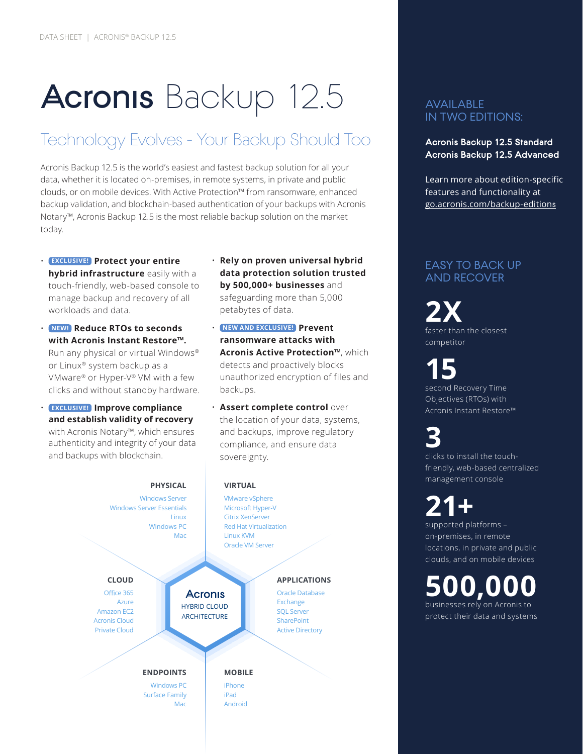# Acronis Backup 12.5

## Technology Evolves - Your Backup Should Too

Acronis Backup 12.5 is the world's easiest and fastest backup solution for all your data, whether it is located on-premises, in remote systems, in private and public clouds, or on mobile devices. With Active Protection™ from ransomware, enhanced backup validation, and blockchain-based authentication of your backups with Acronis Notary™, Acronis Backup 12.5 is the most reliable backup solution on the market today.

- **EXCLUSIVE!** **Protect your entire hybrid infrastructure** easily with a touch-friendly, web-based console to manage backup and recovery of all workloads and data.
- **NEW!** **Reduce RTOs to seconds with Acronis Instant Restore™.** Run any physical or virtual Windows® or Linux® system backup as a VMware® or Hyper-V® VM with a few clicks and without standby hardware.
- **EXCLUSIVE!** **Improve compliance and establish validity of recovery** with Acronis Notary™, which ensures authenticity and integrity of your data and backups with blockchain.
- **Rely on proven universal hybrid data protection solution trusted by 500,000+ businesses** and safeguarding more than 5,000 petabytes of data.
- **NEW AND EXCLUSIVE!** **Prevent ransomware attacks with Acronis Active Protection™**, which detects and proactively blocks unauthorized encryption of files and backups.
- **Assert complete control** over the location of your data, systems, and backups, improve regulatory compliance, and ensure data sovereignty.

### Acronis HYBRID CLOUD ARCHITECTURE

**PHYSICAL**
Windows Server
Windows Server Essentials
Linux
Windows PC
Mac

**VIRTUAL**
VMware vSphere
Microsoft Hyper-V
Citrix XenServer
Red Hat Virtualization
Linux KVM
Oracle VM Server

**CLOUD**
Office 365
Azure
Amazon EC2
Acronis Cloud
Private Cloud

**APPLICATIONS**
Oracle Database
Exchange
SQL Server
SharePoint
Active Directory

**ENDPOINTS**
Windows PC
Surface Family
Mac

**MOBILE**
iPhone
iPad
Android

## AVAILABLE IN TWO EDITIONS:

**Acronis Backup 12.5 Standard**
**Acronis Backup 12.5 Advanced**

Learn more about edition-specific features and functionality at go.acronis.com/backup-editions

## EASY TO BACK UP AND RECOVER

**2X**
faster than the closest competitor

**15**
second Recovery Time Objectives (RTOs) with Acronis Instant Restore™

**3**
clicks to install the touch-friendly, web-based centralized management console

**21+**
supported platforms – on-premises, in remote locations, in private and public clouds, and on mobile devices

**500,000**
businesses rely on Acronis to protect their data and systems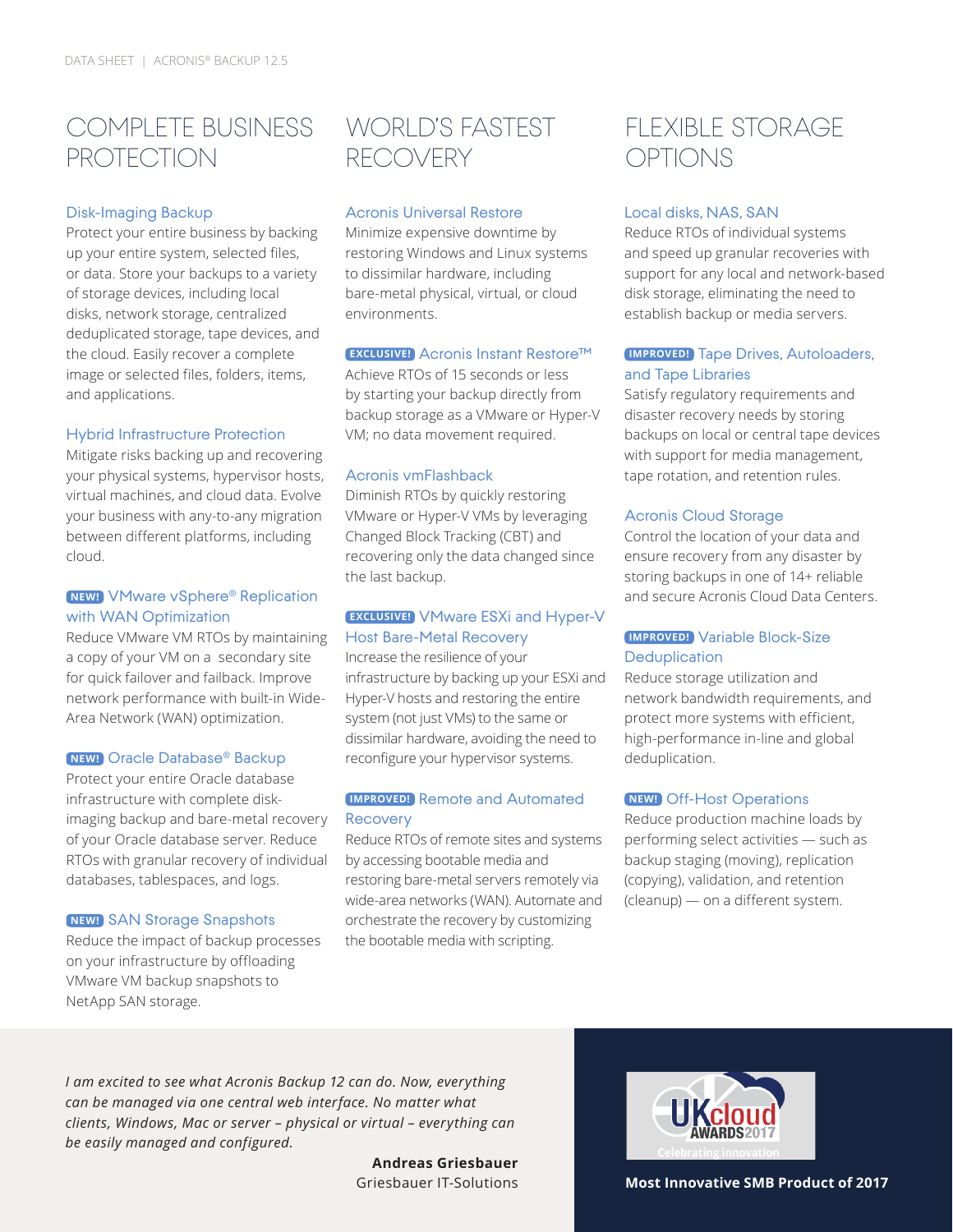## COMPLETE BUSINESS PROTECTION

### Disk-Imaging Backup

Protect your entire business by backing up your entire system, selected files, or data. Store your backups to a variety of storage devices, including local disks, network storage, centralized deduplicated storage, tape devices, and the cloud. Easily recover a complete image or selected files, folders, items, and applications.

### Hybrid Infrastructure Protection

Mitigate risks backing up and recovering your physical systems, hypervisor hosts, virtual machines, and cloud data. Evolve your business with any-to-any migration between different platforms, including cloud.

### NEW! VMware vSphere® Replication with WAN Optimization

Reduce VMware VM RTOs by maintaining a copy of your VM on a secondary site for quick failover and failback. Improve network performance with built-in Wide-Area Network (WAN) optimization.

### NEW! Oracle Database® Backup

Protect your entire Oracle database infrastructure with complete disk-imaging backup and bare-metal recovery of your Oracle database server. Reduce RTOs with granular recovery of individual databases, tablespaces, and logs.

### NEW! SAN Storage Snapshots

Reduce the impact of backup processes on your infrastructure by offloading VMware VM backup snapshots to NetApp SAN storage.

## WORLD'S FASTEST RECOVERY

### Acronis Universal Restore

Minimize expensive downtime by restoring Windows and Linux systems to dissimilar hardware, including bare-metal physical, virtual, or cloud environments.

### EXCLUSIVE! Acronis Instant Restore™

Achieve RTOs of 15 seconds or less by starting your backup directly from backup storage as a VMware or Hyper-V VM; no data movement required.

### Acronis vmFlashback

Diminish RTOs by quickly restoring VMware or Hyper-V VMs by leveraging Changed Block Tracking (CBT) and recovering only the data changed since the last backup.

### EXCLUSIVE! VMware ESXi and Hyper-V Host Bare-Metal Recovery

Increase the resilience of your infrastructure by backing up your ESXi and Hyper-V hosts and restoring the entire system (not just VMs) to the same or dissimilar hardware, avoiding the need to reconfigure your hypervisor systems.

### IMPROVED! Remote and Automated Recovery

Reduce RTOs of remote sites and systems by accessing bootable media and restoring bare-metal servers remotely via wide-area networks (WAN). Automate and orchestrate the recovery by customizing the bootable media with scripting.

## FLEXIBLE STORAGE OPTIONS

### Local disks, NAS, SAN

Reduce RTOs of individual systems and speed up granular recoveries with support for any local and network-based disk storage, eliminating the need to establish backup or media servers.

### IMPROVED! Tape Drives, Autoloaders, and Tape Libraries

Satisfy regulatory requirements and disaster recovery needs by storing backups on local or central tape devices with support for media management, tape rotation, and retention rules.

### Acronis Cloud Storage

Control the location of your data and ensure recovery from any disaster by storing backups in one of 14+ reliable and secure Acronis Cloud Data Centers.

### IMPROVED! Variable Block-Size Deduplication

Reduce storage utilization and network bandwidth requirements, and protect more systems with efficient, high-performance in-line and global deduplication.

### NEW! Off-Host Operations

Reduce production machine loads by performing select activities — such as backup staging (moving), replication (copying), validation, and retention (cleanup) — on a different system.

*I am excited to see what Acronis Backup 12 can do. Now, everything can be managed via one central web interface. No matter what clients, Windows, Mac or server – physical or virtual – everything can be easily managed and configured.*

**Andreas Griesbauer**
Griesbauer IT-Solutions

UKcloud AWARDS 2017 – Celebrating innovation

**Most Innovative SMB Product of 2017**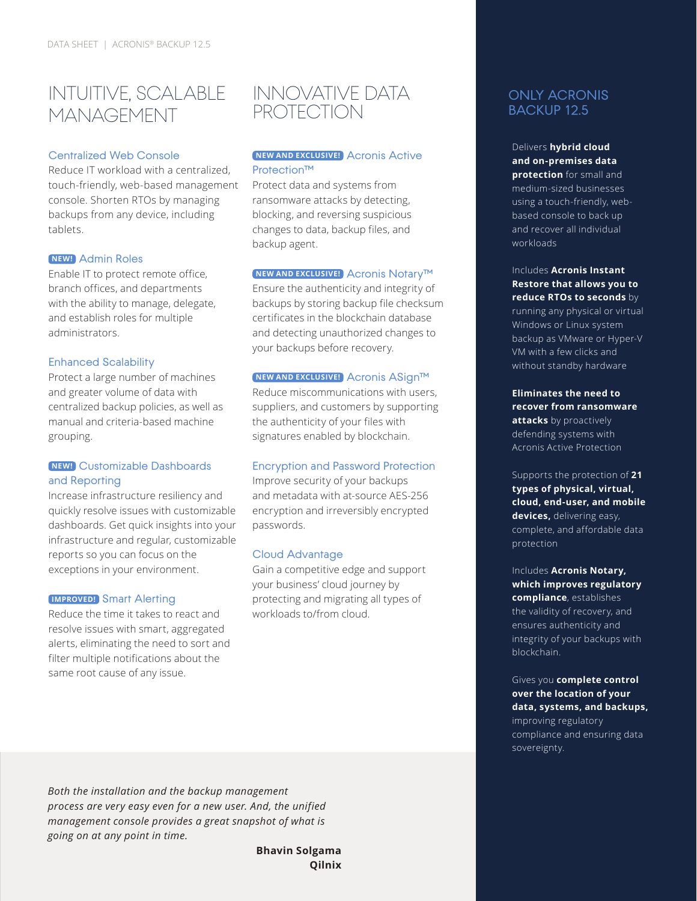# INTUITIVE, SCALABLE MANAGEMENT

### Centralized Web Console

Reduce IT workload with a centralized, touch-friendly, web-based management console. Shorten RTOs by managing backups from any device, including tablets.

### NEW! Admin Roles

Enable IT to protect remote office, branch offices, and departments with the ability to manage, delegate, and establish roles for multiple administrators.

### Enhanced Scalability

Protect a large number of machines and greater volume of data with centralized backup policies, as well as manual and criteria-based machine grouping.

### NEW! Customizable Dashboards and Reporting

Increase infrastructure resiliency and quickly resolve issues with customizable dashboards. Get quick insights into your infrastructure and regular, customizable reports so you can focus on the exceptions in your environment.

### IMPROVED! Smart Alerting

Reduce the time it takes to react and resolve issues with smart, aggregated alerts, eliminating the need to sort and filter multiple notifications about the same root cause of any issue.

# INNOVATIVE DATA PROTECTION

### NEW AND EXCLUSIVE! Acronis Active Protection™

Protect data and systems from ransomware attacks by detecting, blocking, and reversing suspicious changes to data, backup files, and backup agent.

### NEW AND EXCLUSIVE! Acronis Notary™

Ensure the authenticity and integrity of backups by storing backup file checksum certificates in the blockchain database and detecting unauthorized changes to your backups before recovery.

### NEW AND EXCLUSIVE! Acronis ASign™

Reduce miscommunications with users, suppliers, and customers by supporting the authenticity of your files with signatures enabled by blockchain.

### Encryption and Password Protection

Improve security of your backups and metadata with at-source AES-256 encryption and irreversibly encrypted passwords.

### Cloud Advantage

Gain a competitive edge and support your business' cloud journey by protecting and migrating all types of workloads to/from cloud.

# ONLY ACRONIS BACKUP 12.5

Delivers **hybrid cloud and on-premises data protection** for small and medium-sized businesses using a touch-friendly, web-based console to back up and recover all individual workloads

Includes **Acronis Instant Restore that allows you to reduce RTOs to seconds** by running any physical or virtual Windows or Linux system backup as VMware or Hyper-V VM with a few clicks and without standby hardware

**Eliminates the need to recover from ransomware attacks** by proactively defending systems with Acronis Active Protection

Supports the protection of **21 types of physical, virtual, cloud, end-user, and mobile devices,** delivering easy, complete, and affordable data protection

Includes **Acronis Notary, which improves regulatory compliance**, establishes the validity of recovery, and ensures authenticity and integrity of your backups with blockchain.

Gives you **complete control over the location of your data, systems, and backups,** improving regulatory compliance and ensuring data sovereignty.

*Both the installation and the backup management process are very easy even for a new user. And, the unified management console provides a great snapshot of what is going on at any point in time.*

**Bhavin Solgama**
**Qilnix**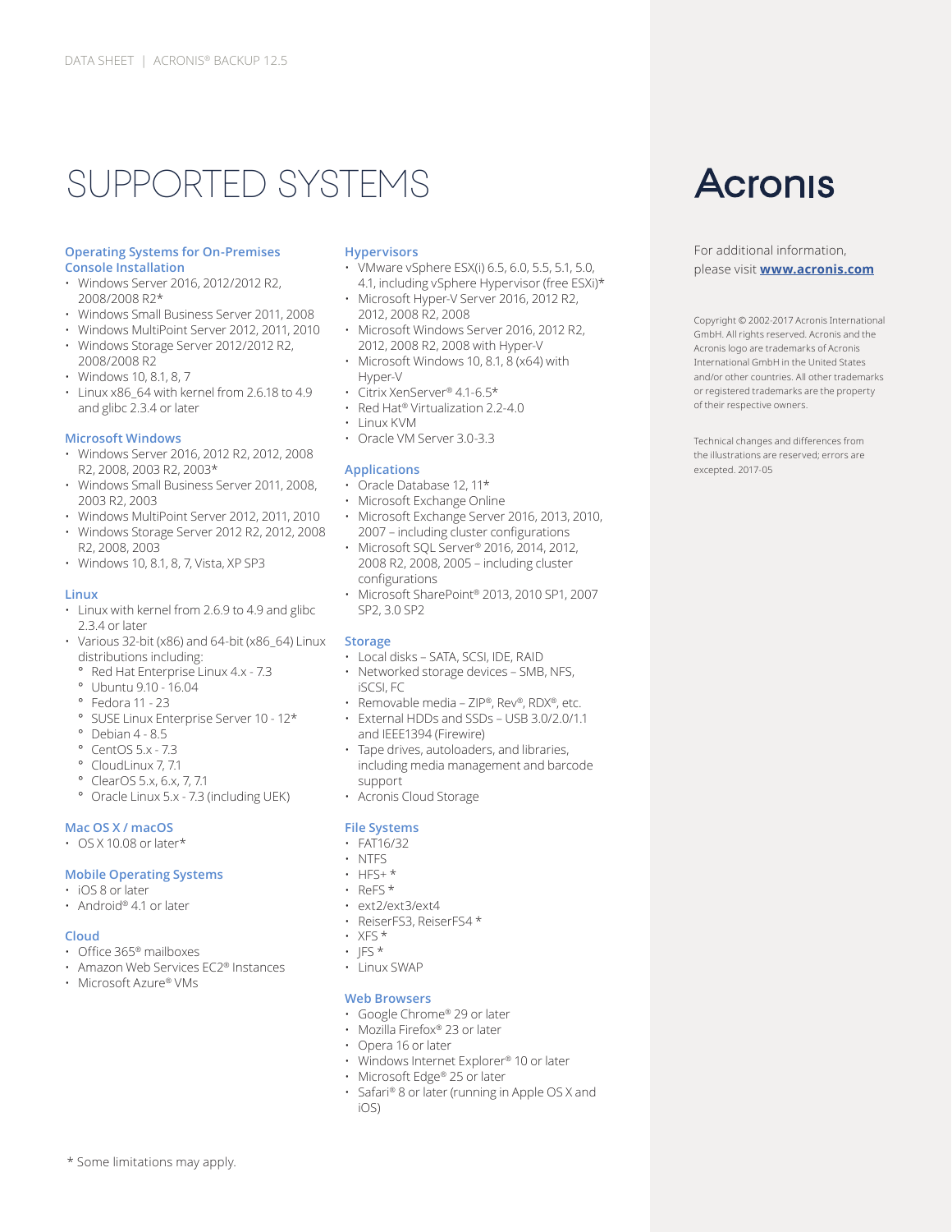# SUPPORTED SYSTEMS

### Operating Systems for On-Premises Console Installation

- Windows Server 2016, 2012/2012 R2, 2008/2008 R2*
- Windows Small Business Server 2011, 2008
- Windows MultiPoint Server 2012, 2011, 2010
- Windows Storage Server 2012/2012 R2, 2008/2008 R2
- Windows 10, 8.1, 8, 7
- Linux x86_64 with kernel from 2.6.18 to 4.9 and glibc 2.3.4 or later

### Microsoft Windows

- Windows Server 2016, 2012 R2, 2012, 2008 R2, 2008, 2003 R2, 2003*
- Windows Small Business Server 2011, 2008, 2003 R2, 2003
- Windows MultiPoint Server 2012, 2011, 2010
- Windows Storage Server 2012 R2, 2012, 2008 R2, 2008, 2003
- Windows 10, 8.1, 8, 7, Vista, XP SP3

### Linux

- Linux with kernel from 2.6.9 to 4.9 and glibc 2.3.4 or later
- Various 32-bit (x86) and 64-bit (x86_64) Linux distributions including:
  - Red Hat Enterprise Linux 4.x - 7.3
  - Ubuntu 9.10 - 16.04
  - Fedora 11 - 23
  - SUSE Linux Enterprise Server 10 - 12*
  - Debian 4 - 8.5
  - CentOS 5.x - 7.3
  - CloudLinux 7, 7.1
  - ClearOS 5.x, 6.x, 7, 7.1
  - Oracle Linux 5.x - 7.3 (including UEK)

### Mac OS X / macOS

- OS X 10.08 or later*

### Mobile Operating Systems

- iOS 8 or later
- Android® 4.1 or later

### Cloud

- Office 365® mailboxes
- Amazon Web Services EC2® Instances
- Microsoft Azure® VMs

### Hypervisors

- VMware vSphere ESX(i) 6.5, 6.0, 5.5, 5.1, 5.0, 4.1, including vSphere Hypervisor (free ESXi)*
- Microsoft Hyper-V Server 2016, 2012 R2, 2012, 2008 R2, 2008
- Microsoft Windows Server 2016, 2012 R2, 2012, 2008 R2, 2008 with Hyper-V
- Microsoft Windows 10, 8.1, 8 (x64) with Hyper-V
- Citrix XenServer® 4.1-6.5*
- Red Hat® Virtualization 2.2-4.0
- Linux KVM
- Oracle VM Server 3.0-3.3

### Applications

- Oracle Database 12, 11*
- Microsoft Exchange Online
- Microsoft Exchange Server 2016, 2013, 2010, 2007 – including cluster configurations
- Microsoft SQL Server® 2016, 2014, 2012, 2008 R2, 2008, 2005 – including cluster configurations
- Microsoft SharePoint® 2013, 2010 SP1, 2007 SP2, 3.0 SP2

### Storage

- Local disks – SATA, SCSI, IDE, RAID
- Networked storage devices – SMB, NFS, iSCSI, FC
- Removable media – ZIP®, Rev®, RDX®, etc.
- External HDDs and SSDs – USB 3.0/2.0/1.1 and IEEE1394 (Firewire)
- Tape drives, autoloaders, and libraries, including media management and barcode support
- Acronis Cloud Storage

### File Systems

- FAT16/32
- NTFS
- HFS+ *
- ReFS *
- ext2/ext3/ext4
- ReiserFS3, ReiserFS4 *
- XFS *
- JFS *
- Linux SWAP

### Web Browsers

- Google Chrome® 29 or later
- Mozilla Firefox® 23 or later
- Opera 16 or later
- Windows Internet Explorer® 10 or later
- Microsoft Edge® 25 or later
- Safari® 8 or later (running in Apple OS X and iOS)

\* Some limitations may apply.

Acronis

For additional information, please visit **www.acronis.com**

Copyright © 2002-2017 Acronis International GmbH. All rights reserved. Acronis and the Acronis logo are trademarks of Acronis International GmbH in the United States and/or other countries. All other trademarks or registered trademarks are the property of their respective owners.

Technical changes and differences from the illustrations are reserved; errors are excepted. 2017-05